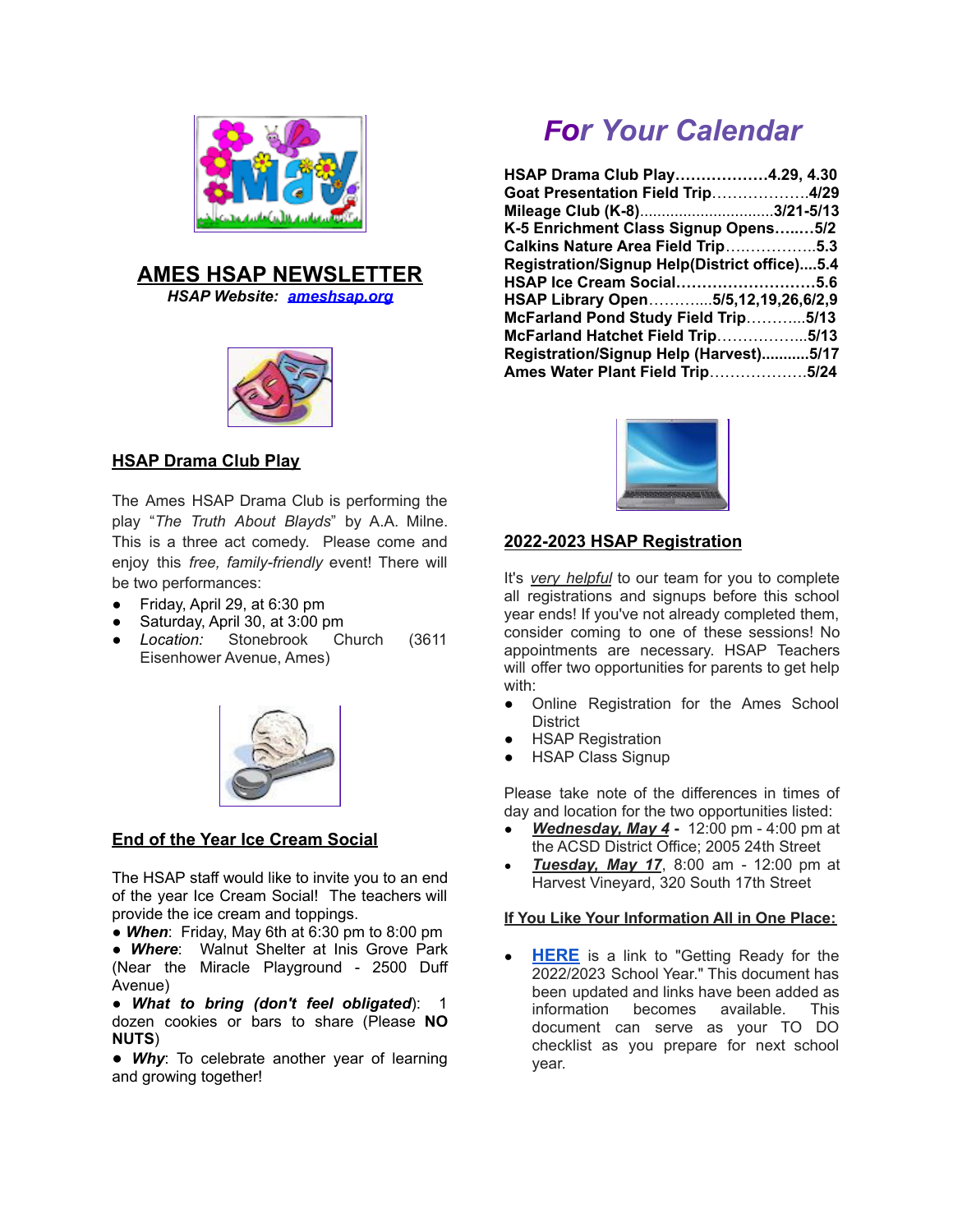# AMES HSAP NEWSLETTER

***HSAP Website: ameshsap.org***

## HSAP Drama Club Play

The Ames HSAP Drama Club is performing the play "*The Truth About Blayds*" by A.A. Milne. This is a three act comedy. Please come and enjoy this *free, family-friendly* event! There will be two performances:

- Friday, April 29, at 6:30 pm
- Saturday, April 30, at 3:00 pm
- *Location:* Stonebrook Church (3611 Eisenhower Avenue, Ames)

## End of the Year Ice Cream Social

The HSAP staff would like to invite you to an end of the year Ice Cream Social! The teachers will provide the ice cream and toppings.

- ***When***: Friday, May 6th at 6:30 pm to 8:00 pm
- ***Where***: Walnut Shelter at Inis Grove Park (Near the Miracle Playground - 2500 Duff Avenue)
- ***What to bring (don't feel obligated)***: 1 dozen cookies or bars to share (Please **NO NUTS**)
- ***Why***: To celebrate another year of learning and growing together!

# *For Your Calendar*

**HSAP Drama Club Play……………….4.29, 4.30**
**Goat Presentation Field Trip……………….4/29**
**Mileage Club (K-8)..............................3/21-5/13**
**K-5 Enrichment Class Signup Opens….….5/2**
**Calkins Nature Area Field Trip……………..5.3**
**Registration/Signup Help(District office)....5.4**
**HSAP Ice Cream Social………………………5.6**
**HSAP Library Open……….....5/5,12,19,26,6/2,9**
**McFarland Pond Study Field Trip………...5/13**
**McFarland Hatchet Field Trip……………...5/13**
**Registration/Signup Help (Harvest)...........5/17**
**Ames Water Plant Field Trip……………….5/24**

## 2022-2023 HSAP Registration

It's *very helpful* to our team for you to complete all registrations and signups before this school year ends! If you've not already completed them, consider coming to one of these sessions! No appointments are necessary. HSAP Teachers will offer two opportunities for parents to get help with:

- Online Registration for the Ames School District
- HSAP Registration
- HSAP Class Signup

Please take note of the differences in times of day and location for the two opportunities listed:

- ***Wednesday, May 4*** **-** 12:00 pm - 4:00 pm at the ACSD District Office; 2005 24th Street
- ***Tuesday, May 17***, 8:00 am - 12:00 pm at Harvest Vineyard, 320 South 17th Street

**If You Like Your Information All in One Place:**

- **HERE** is a link to "Getting Ready for the 2022/2023 School Year." This document has been updated and links have been added as information becomes available. This document can serve as your TO DO checklist as you prepare for next school year.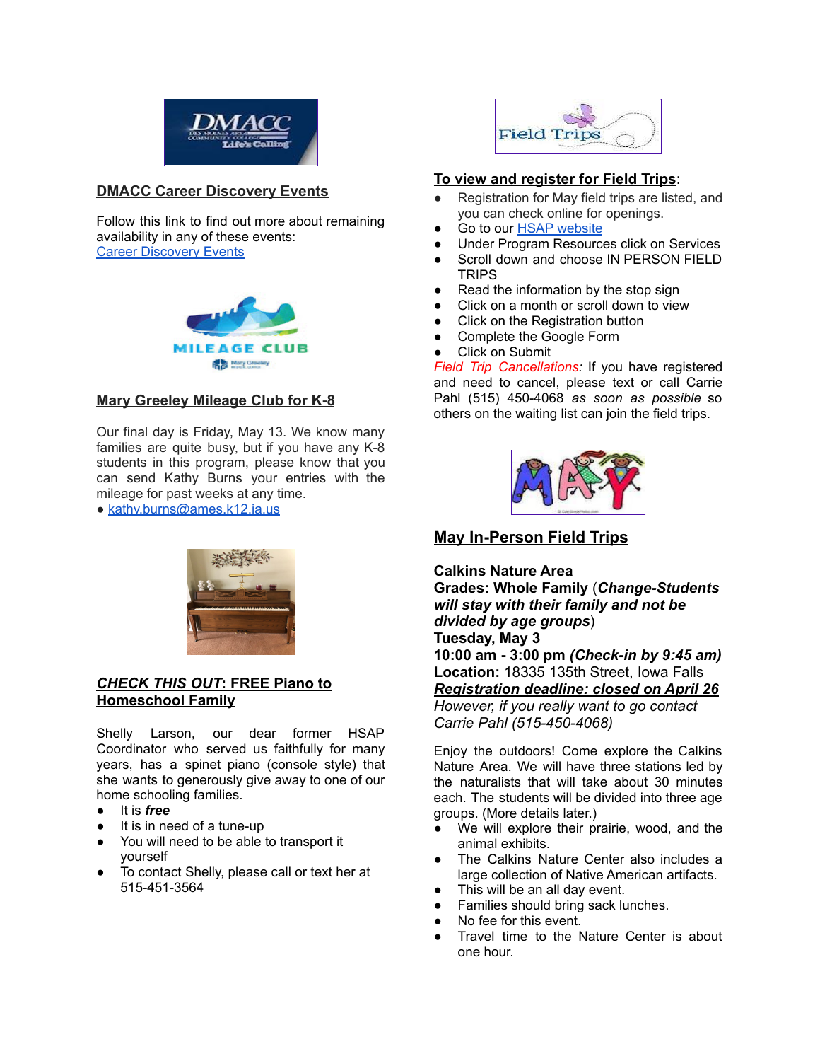## DMACC Career Discovery Events

Follow this link to find out more about remaining availability in any of these events:
[Career Discovery Events]

## Mary Greeley Mileage Club for K-8

Our final day is Friday, May 13. We know many families are quite busy, but if you have any K-8 students in this program, please know that you can send Kathy Burns your entries with the mileage for past weeks at any time.

- kathy.burns@ames.k12.ia.us

## *CHECK THIS OUT*: FREE Piano to Homeschool Family

Shelly Larson, our dear former HSAP Coordinator who served us faithfully for many years, has a spinet piano (console style) that she wants to generously give away to one of our home schooling families.

- It is ***free***
- It is in need of a tune-up
- You will need to be able to transport it yourself
- To contact Shelly, please call or text her at 515-451-3564

## To view and register for Field Trips:

- Registration for May field trips are listed, and you can check online for openings.
- Go to our HSAP website
- Under Program Resources click on Services
- Scroll down and choose IN PERSON FIELD TRIPS
- Read the information by the stop sign
- Click on a month or scroll down to view
- Click on the Registration button
- Complete the Google Form
- Click on Submit

*Field Trip Cancellations*: If you have registered and need to cancel, please text or call Carrie Pahl (515) 450-4068 *as soon as possible* so others on the waiting list can join the field trips.

## May In-Person Field Trips

**Calkins Nature Area**
**Grades: Whole Family (*Change-Students will stay with their family and not be divided by age groups*)**
**Tuesday, May 3**
**10:00 am - 3:00 pm *(Check-in by 9:45 am)***
**Location:** 18335 135th Street, Iowa Falls
***Registration deadline: closed on April 26***
*However, if you really want to go contact Carrie Pahl (515-450-4068)*

Enjoy the outdoors! Come explore the Calkins Nature Area. We will have three stations led by the naturalists that will take about 30 minutes each. The students will be divided into three age groups. (More details later.)

- We will explore their prairie, wood, and the animal exhibits.
- The Calkins Nature Center also includes a large collection of Native American artifacts.
- This will be an all day event.
- Families should bring sack lunches.
- No fee for this event.
- Travel time to the Nature Center is about one hour.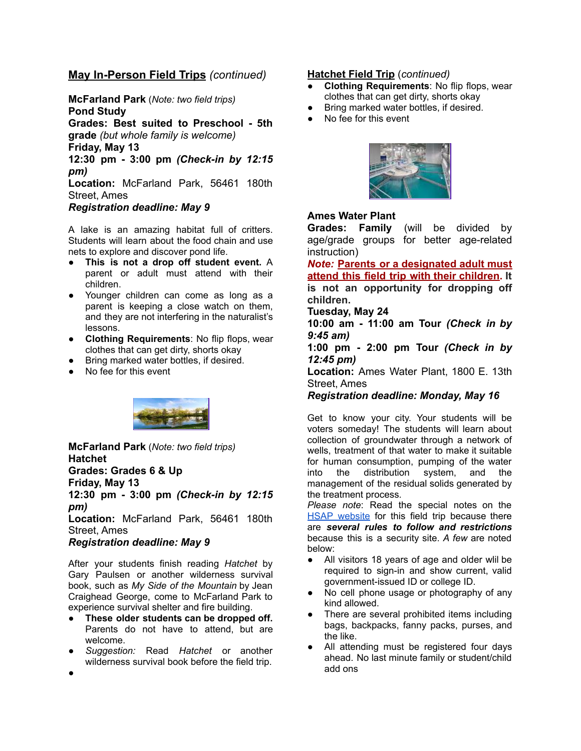## <u>May In-Person Field Trips</u> *(continued)*

**McFarland Park** (*Note: two field trips*)
**Pond Study**
**Grades: Best suited to Preschool - 5th grade** *(but whole family is welcome)*
**Friday, May 13**
**12:30 pm - 3:00 pm *(Check-in by 12:15 pm)***
**Location:** McFarland Park, 56461 180th Street, Ames
***Registration deadline: May 9***

A lake is an amazing habitat full of critters. Students will learn about the food chain and use nets to explore and discover pond life.

- **This is not a drop off student event.** A parent or adult must attend with their children.
- Younger children can come as long as a parent is keeping a close watch on them, and they are not interfering in the naturalist's lessons.
- **Clothing Requirements**: No flip flops, wear clothes that can get dirty, shorts okay
- Bring marked water bottles, if desired.
- No fee for this event

**McFarland Park** (*Note: two field trips*)
**Hatchet**
**Grades: Grades 6 & Up**
**Friday, May 13**
**12:30 pm - 3:00 pm *(Check-in by 12:15 pm)***
**Location:** McFarland Park, 56461 180th Street, Ames
***Registration deadline: May 9***

After your students finish reading *Hatchet* by Gary Paulsen or another wilderness survival book, such as *My Side of the Mountain* by Jean Craighead George, come to McFarland Park to experience survival shelter and fire building.

- **These older students can be dropped off.** Parents do not have to attend, but are welcome.
- *Suggestion:* Read *Hatchet* or another wilderness survival book before the field trip.

<u>**Hatchet Field Trip**</u> (*continued)*

- **Clothing Requirements**: No flip flops, wear clothes that can get dirty, shorts okay
- Bring marked water bottles, if desired.
- No fee for this event

**Ames Water Plant**
**Grades: Family** (will be divided by age/grade groups for better age-related instruction)
***Note:*** **<u>Parents or a designated adult must attend this field trip with their children</u>. It is not an opportunity for dropping off children.**
**Tuesday, May 24**
**10:00 am - 11:00 am Tour *(Check in by 9:45 am)***
**1:00 pm - 2:00 pm Tour *(Check in by 12:45 pm)***
**Location:** Ames Water Plant, 1800 E. 13th Street, Ames
***Registration deadline: Monday, May 16***

Get to know your city. Your students will be voters someday! The students will learn about collection of groundwater through a network of wells, treatment of that water to make it suitable for human consumption, pumping of the water into the distribution system, and the management of the residual solids generated by the treatment process.

*Please note*: Read the special notes on the HSAP website for this field trip because there are ***several rules to follow and restrictions*** because this is a security site. *A few* are noted below:

- All visitors 18 years of age and older wlil be required to sign-in and show current, valid government-issued ID or college ID.
- No cell phone usage or photography of any kind allowed.
- There are several prohibited items including bags, backpacks, fanny packs, purses, and the like.
- All attending must be registered four days ahead. No last minute family or student/child add ons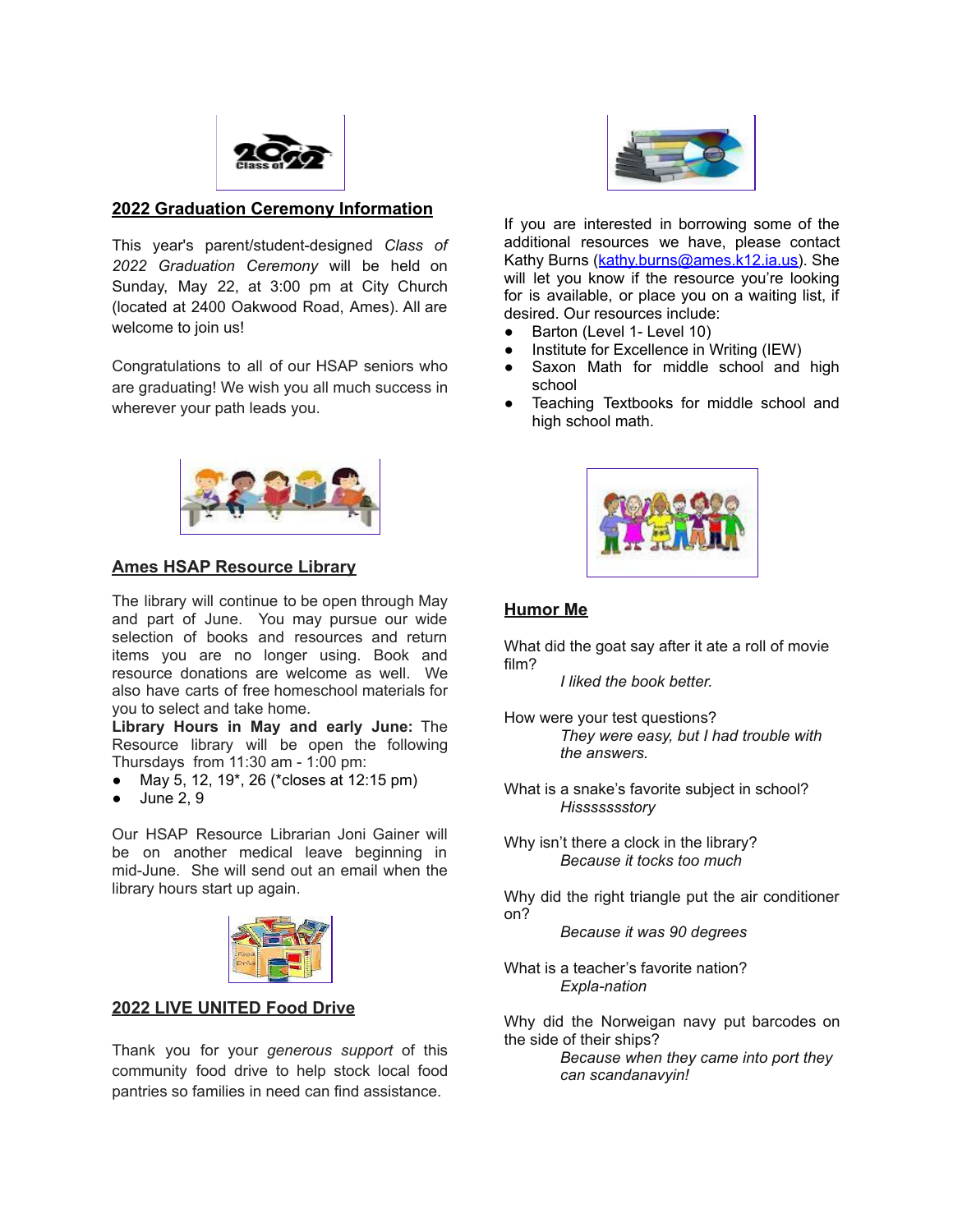## 2022 Graduation Ceremony Information

This year's parent/student-designed *Class of 2022 Graduation Ceremony* will be held on Sunday, May 22, at 3:00 pm at City Church (located at 2400 Oakwood Road, Ames). All are welcome to join us!

Congratulations to all of our HSAP seniors who are graduating! We wish you all much success in wherever your path leads you.

## Ames HSAP Resource Library

The library will continue to be open through May and part of June. You may pursue our wide selection of books and resources and return items you are no longer using. Book and resource donations are welcome as well. We also have carts of free homeschool materials for you to select and take home.

**Library Hours in May and early June:** The Resource library will be open the following Thursdays from 11:30 am - 1:00 pm:

- May 5, 12, 19*, 26 (*closes at 12:15 pm)
- June 2, 9

Our HSAP Resource Librarian Joni Gainer will be on another medical leave beginning in mid-June. She will send out an email when the library hours start up again.

## 2022 LIVE UNITED Food Drive

Thank you for your *generous support* of this community food drive to help stock local food pantries so families in need can find assistance.

If you are interested in borrowing some of the additional resources we have, please contact Kathy Burns (kathy.burns@ames.k12.ia.us). She will let you know if the resource you're looking for is available, or place you on a waiting list, if desired. Our resources include:

- Barton (Level 1- Level 10)
- Institute for Excellence in Writing (IEW)
- Saxon Math for middle school and high school
- Teaching Textbooks for middle school and high school math.

## Humor Me

What did the goat say after it ate a roll of movie film?

*I liked the book better.*

How were your test questions?

*They were easy, but I had trouble with the answers.*

What is a snake's favorite subject in school?

*Hissssssstory*

Why isn't there a clock in the library?

*Because it tocks too much*

Why did the right triangle put the air conditioner on?

*Because it was 90 degrees*

What is a teacher's favorite nation?

*Expla-nation*

Why did the Norweigan navy put barcodes on the side of their ships?

*Because when they came into port they can scandanavyin!*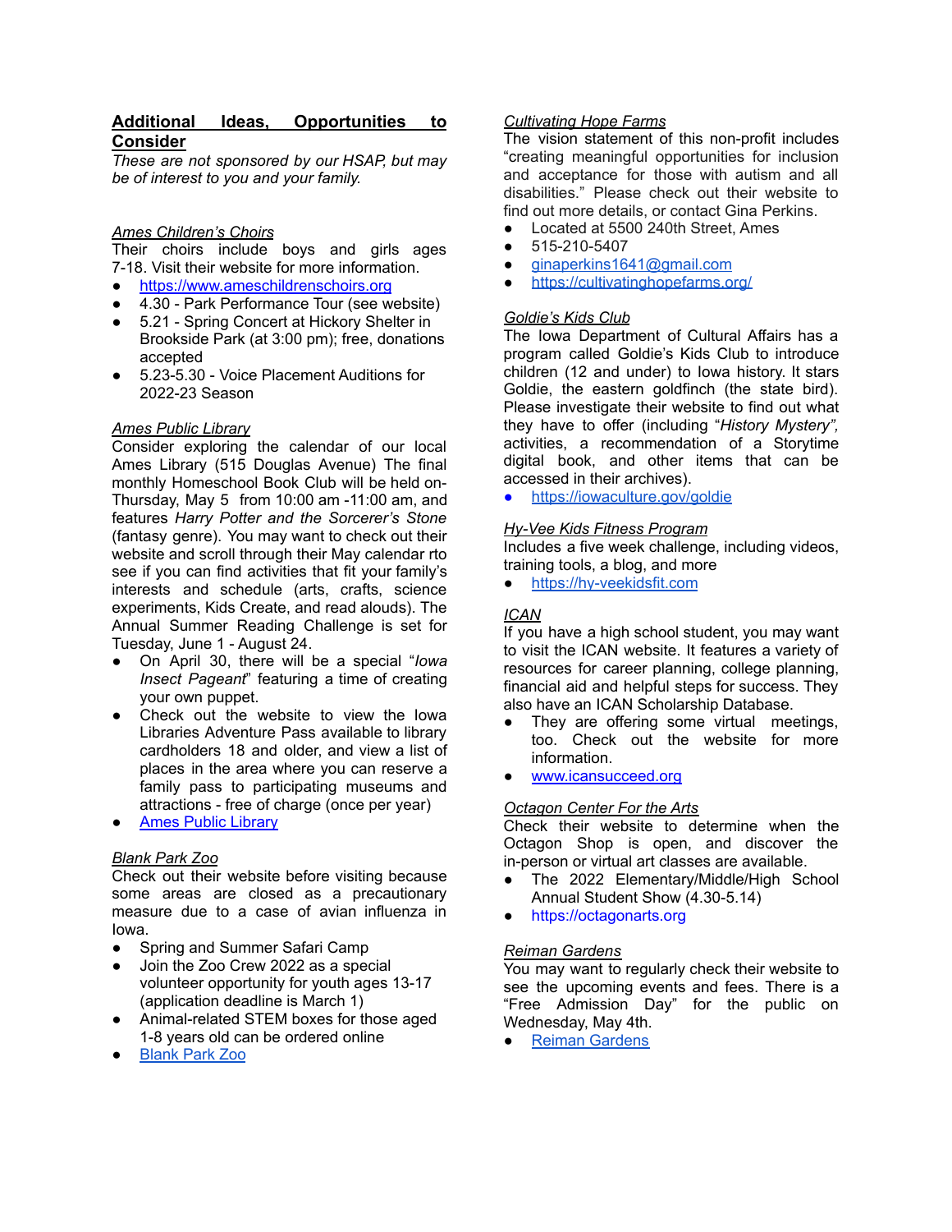## Additional Ideas, Opportunities to Consider

*These are not sponsored by our HSAP, but may be of interest to you and your family.*

### *Ames Children's Choirs*

Their choirs include boys and girls ages 7-18. Visit their website for more information.

- https://www.ameschildrenschoirs.org
- 4.30 - Park Performance Tour (see website)
- 5.21 - Spring Concert at Hickory Shelter in Brookside Park (at 3:00 pm); free, donations accepted
- 5.23-5.30 - Voice Placement Auditions for 2022-23 Season

### *Ames Public Library*

Consider exploring the calendar of our local Ames Library (515 Douglas Avenue) The final monthly Homeschool Book Club will be held on- Thursday, May 5 from 10:00 am -11:00 am, and features *Harry Potter and the Sorcerer's Stone* (fantasy genre). You may want to check out their website and scroll through their May calendar rto see if you can find activities that fit your family's interests and schedule (arts, crafts, science experiments, Kids Create, and read alouds). The Annual Summer Reading Challenge is set for Tuesday, June 1 - August 24.

- On April 30, there will be a special "*Iowa Insect Pageant*" featuring a time of creating your own puppet.
- Check out the website to view the Iowa Libraries Adventure Pass available to library cardholders 18 and older, and view a list of places in the area where you can reserve a family pass to participating museums and attractions - free of charge (once per year)
- Ames Public Library

### *Blank Park Zoo*

Check out their website before visiting because some areas are closed as a precautionary measure due to a case of avian influenza in Iowa.

- Spring and Summer Safari Camp
- Join the Zoo Crew 2022 as a special volunteer opportunity for youth ages 13-17 (application deadline is March 1)
- Animal-related STEM boxes for those aged 1-8 years old can be ordered online
- Blank Park Zoo

### *Cultivating Hope Farms*

The vision statement of this non-profit includes "creating meaningful opportunities for inclusion and acceptance for those with autism and all disabilities." Please check out their website to find out more details, or contact Gina Perkins.

- Located at 5500 240th Street, Ames
- 515-210-5407
- ginaperkins1641@gmail.com
- https://cultivatinghopefarms.org/

### *Goldie's Kids Club*

The Iowa Department of Cultural Affairs has a program called Goldie's Kids Club to introduce children (12 and under) to Iowa history. It stars Goldie, the eastern goldfinch (the state bird). Please investigate their website to find out what they have to offer (including "*History Mystery",* activities, a recommendation of a Storytime digital book, and other items that can be accessed in their archives).

- https://iowaculture.gov/goldie

### *Hy-Vee Kids Fitness Program*

Includes a five week challenge, including videos, training tools, a blog, and more

- https://hy-veekidsfit.com

### *ICAN*

If you have a high school student, you may want to visit the ICAN website. It features a variety of resources for career planning, college planning, financial aid and helpful steps for success. They also have an ICAN Scholarship Database.

- They are offering some virtual meetings, too. Check out the website for more information.
- www.icansucceed.org

### *Octagon Center For the Arts*

Check their website to determine when the Octagon Shop is open, and discover the in-person or virtual art classes are available.

- The 2022 Elementary/Middle/High School Annual Student Show (4.30-5.14)
- https://octagonarts.org

### *Reiman Gardens*

You may want to regularly check their website to see the upcoming events and fees. There is a "Free Admission Day" for the public on Wednesday, May 4th.

- Reiman Gardens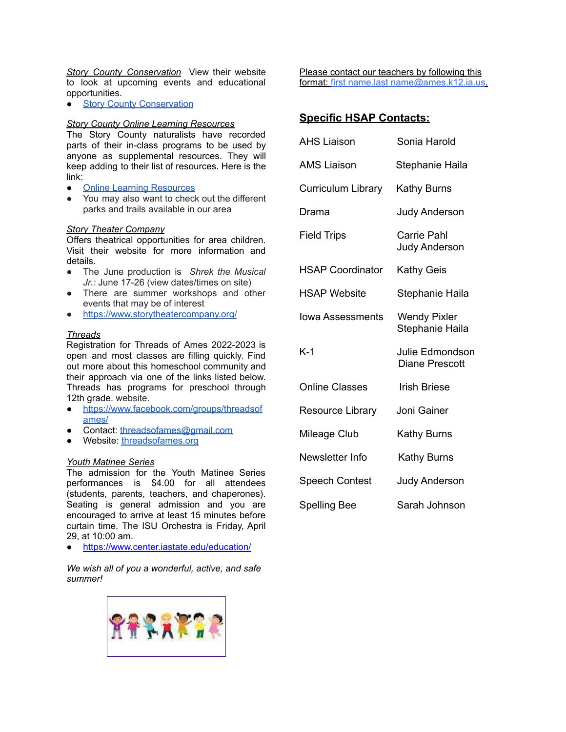*Story County Conservation* View their website to look at upcoming events and educational opportunities.

- Story County Conservation

*Story County Online Learning Resources*
The Story County naturalists have recorded parts of their in-class programs to be used by anyone as supplemental resources. They will keep adding to their list of resources. Here is the link:

- Online Learning Resources
- You may also want to check out the different parks and trails available in our area

*Story Theater Company*
Offers theatrical opportunities for area children. Visit their website for more information and details.

- The June production is *Shrek the Musical Jr.:* June 17-26 (view dates/times on site)
- There are summer workshops and other events that may be of interest
- https://www.storytheatercompany.org/

*Threads*
Registration for Threads of Ames 2022-2023 is open and most classes are filling quickly. Find out more about this homeschool community and their approach via one of the links listed below. Threads has programs for preschool through 12th grade. website.

- https://www.facebook.com/groups/threadsofames/
- Contact: threadsofames@gmail.com
- Website: threadsofames.org

*Youth Matinee Series*
The admission for the Youth Matinee Series performances is $4.00 for all attendees (students, parents, teachers, and chaperones). Seating is general admission and you are encouraged to arrive at least 15 minutes before curtain time. The ISU Orchestra is Friday, April 29, at 10:00 am.

- https://www.center.iastate.edu/education/

*We wish all of you a wonderful, active, and safe summer!*

Please contact our teachers by following this format: first name.last name@ames.k12.ia.us.

## Specific HSAP Contacts:

| | |
|---|---|
| AHS Liaison | Sonia Harold |
| AMS Liaison | Stephanie Haila |
| Curriculum Library | Kathy Burns |
| Drama | Judy Anderson |
| Field Trips | Carrie Pahl<br>Judy Anderson |
| HSAP Coordinator | Kathy Geis |
| HSAP Website | Stephanie Haila |
| Iowa Assessments | Wendy Pixler<br>Stephanie Haila |
| K-1 | Julie Edmondson<br>Diane Prescott |
| Online Classes | Irish Briese |
| Resource Library | Joni Gainer |
| Mileage Club | Kathy Burns |
| Newsletter Info | Kathy Burns |
| Speech Contest | Judy Anderson |
| Spelling Bee | Sarah Johnson |